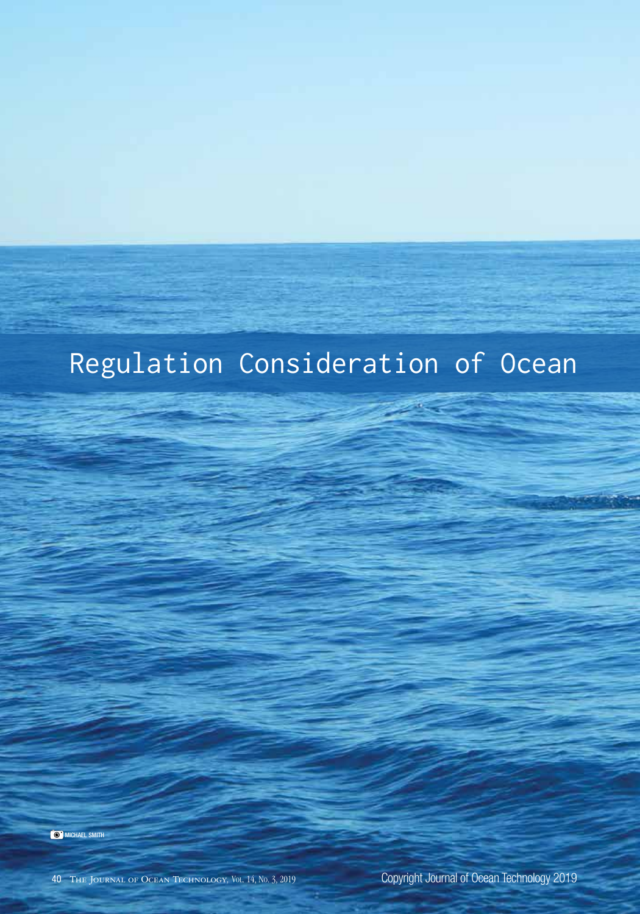# Regulation Consideration of Ocean

MICHAEL SMITH

Copyright Journal of Ocean Technology 2019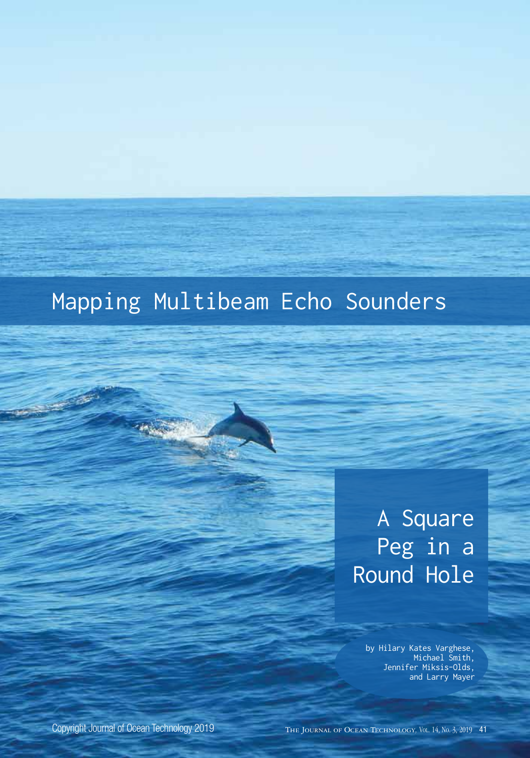# Mapping Multibeam Echo Sounders

## A Square Peg in a Round Hole

by Hilary Kates Varghese, Michael Smith, Jennifer Miksis-Olds, and Larry Mayer

Copyright Journal of Ocean Technology 2019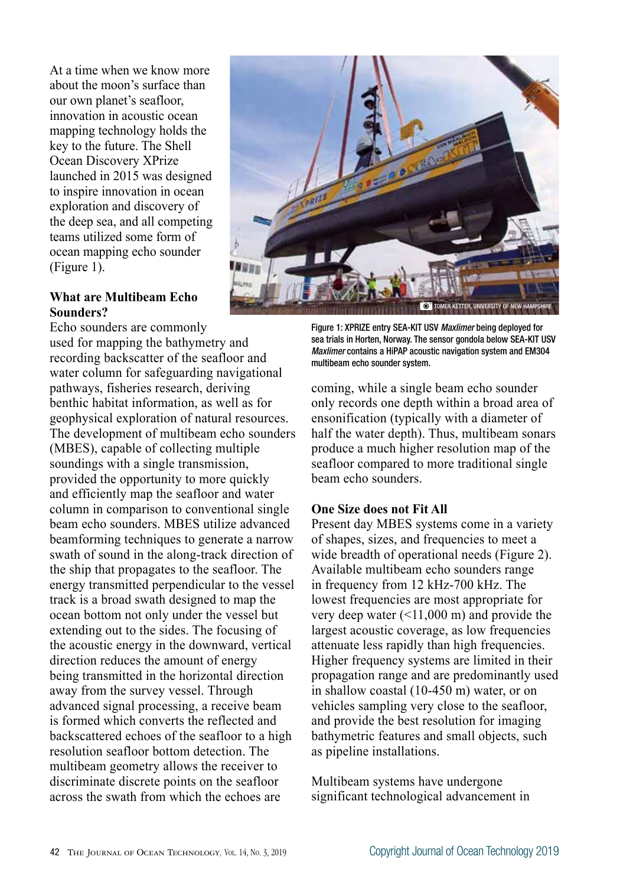At a time when we know more about the moon's surface than our own planet's seafloor, innovation in acoustic ocean mapping technology holds the key to the future. The Shell Ocean Discovery XPrize launched in 2015 was designed to inspire innovation in ocean exploration and discovery of the deep sea, and all competing teams utilized some form of ocean mapping echo sounder (Figure 1).

Figure 1: XPRIZE entry SEA-KIT USV *Maxlimer* being deployed for sea trials in Horten, Norway. The sensor gondola below SEA-KIT USV *Maxlimer* contains a HiPAP acoustic navigation system and EM304 multibeam echo sounder system.

## What are Multibeam Echo Sounders?

Echo sounders are commonly used for mapping the bathymetry and recording backscatter of the seafloor and water column for safeguarding navigational pathways, fisheries research, deriving benthic habitat information, as well as for geophysical exploration of natural resources. The development of multibeam echo sounders (MBES), capable of collecting multiple soundings with a single transmission, provided the opportunity to more quickly and efficiently map the seafloor and water column in comparison to conventional single beam echo sounders. MBES utilize advanced beamforming techniques to generate a narrow swath of sound in the along-track direction of the ship that propagates to the seafloor. The energy transmitted perpendicular to the vessel track is a broad swath designed to map the ocean bottom not only under the vessel but extending out to the sides. The focusing of the acoustic energy in the downward, vertical direction reduces the amount of energy being transmitted in the horizontal direction away from the survey vessel. Through advanced signal processing, a receive beam is formed which converts the reflected and backscattered echoes of the seafloor to a high resolution seafloor bottom detection. The multibeam geometry allows the receiver to discriminate discrete points on the seafloor across the swath from which the echoes are coming, while a single beam echo sounder only records one depth within a broad area of ensonification (typically with a diameter of half the water depth). Thus, multibeam sonars produce a much higher resolution map of the seafloor compared to more traditional single beam echo sounders.

## One Size does not Fit All

Present day MBES systems come in a variety of shapes, sizes, and frequencies to meet a wide breadth of operational needs (Figure 2). Available multibeam echo sounders range in frequency from 12 kHz-700 kHz. The lowest frequencies are most appropriate for very deep water (<11,000 m) and provide the largest acoustic coverage, as low frequencies attenuate less rapidly than high frequencies. Higher frequency systems are limited in their propagation range and are predominantly used in shallow coastal (10-450 m) water, or on vehicles sampling very close to the seafloor, and provide the best resolution for imaging bathymetric features and small objects, such as pipeline installations.

Multibeam systems have undergone significant technological advancement in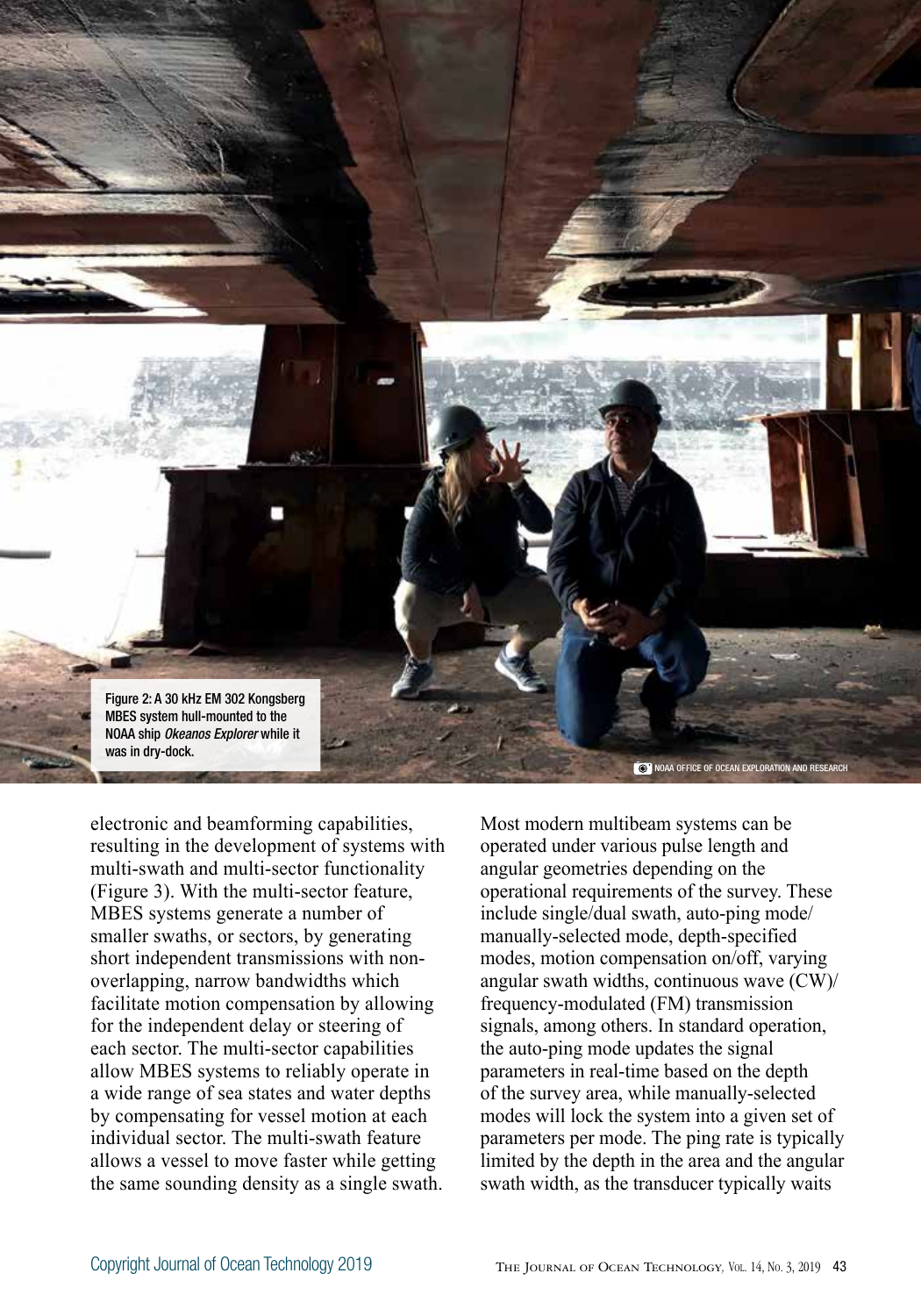Figure 2: A 30 kHz EM 302 Kongsberg MBES system hull-mounted to the NOAA ship *Okeanos Explorer* while it was in dry-dock.

electronic and beamforming capabilities, resulting in the development of systems with multi-swath and multi-sector functionality (Figure 3). With the multi-sector feature, MBES systems generate a number of smaller swaths, or sectors, by generating short independent transmissions with non-overlapping, narrow bandwidths which facilitate motion compensation by allowing for the independent delay or steering of each sector. The multi-sector capabilities allow MBES systems to reliably operate in a wide range of sea states and water depths by compensating for vessel motion at each individual sector. The multi-swath feature allows a vessel to move faster while getting the same sounding density as a single swath.

Most modern multibeam systems can be operated under various pulse length and angular geometries depending on the operational requirements of the survey. These include single/dual swath, auto-ping mode/manually-selected mode, depth-specified modes, motion compensation on/off, varying angular swath widths, continuous wave (CW)/frequency-modulated (FM) transmission signals, among others. In standard operation, the auto-ping mode updates the signal parameters in real-time based on the depth of the survey area, while manually-selected modes will lock the system into a given set of parameters per mode. The ping rate is typically limited by the depth in the area and the angular swath width, as the transducer typically waits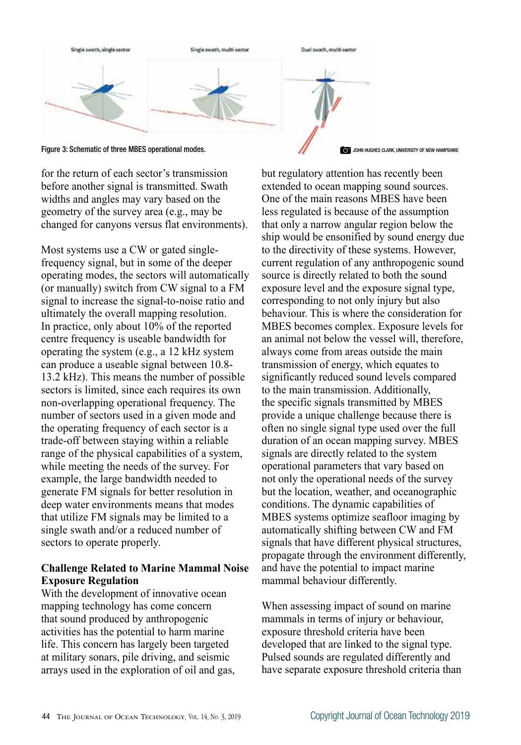Figure 3: Schematic of three MBES operational modes.

for the return of each sector's transmission before another signal is transmitted. Swath widths and angles may vary based on the geometry of the survey area (e.g., may be changed for canyons versus flat environments).

Most systems use a CW or gated single-frequency signal, but in some of the deeper operating modes, the sectors will automatically (or manually) switch from CW signal to a FM signal to increase the signal-to-noise ratio and ultimately the overall mapping resolution. In practice, only about 10% of the reported centre frequency is useable bandwidth for operating the system (e.g., a 12 kHz system can produce a useable signal between 10.8-13.2 kHz). This means the number of possible sectors is limited, since each requires its own non-overlapping operational frequency. The number of sectors used in a given mode and the operating frequency of each sector is a trade-off between staying within a reliable range of the physical capabilities of a system, while meeting the needs of the survey. For example, the large bandwidth needed to generate FM signals for better resolution in deep water environments means that modes that utilize FM signals may be limited to a single swath and/or a reduced number of sectors to operate properly.

**Challenge Related to Marine Mammal Noise Exposure Regulation**

With the development of innovative ocean mapping technology has come concern that sound produced by anthropogenic activities has the potential to harm marine life. This concern has largely been targeted at military sonars, pile driving, and seismic arrays used in the exploration of oil and gas, but regulatory attention has recently been extended to ocean mapping sound sources. One of the main reasons MBES have been less regulated is because of the assumption that only a narrow angular region below the ship would be ensonified by sound energy due to the directivity of these systems. However, current regulation of any anthropogenic sound source is directly related to both the sound exposure level and the exposure signal type, corresponding to not only injury but also behaviour. This is where the consideration for MBES becomes complex. Exposure levels for an animal not below the vessel will, therefore, always come from areas outside the main transmission of energy, which equates to significantly reduced sound levels compared to the main transmission. Additionally, the specific signals transmitted by MBES provide a unique challenge because there is often no single signal type used over the full duration of an ocean mapping survey. MBES signals are directly related to the system operational parameters that vary based on not only the operational needs of the survey but the location, weather, and oceanographic conditions. The dynamic capabilities of MBES systems optimize seafloor imaging by automatically shifting between CW and FM signals that have different physical structures, propagate through the environment differently, and have the potential to impact marine mammal behaviour differently.

When assessing impact of sound on marine mammals in terms of injury or behaviour, exposure threshold criteria have been developed that are linked to the signal type. Pulsed sounds are regulated differently and have separate exposure threshold criteria than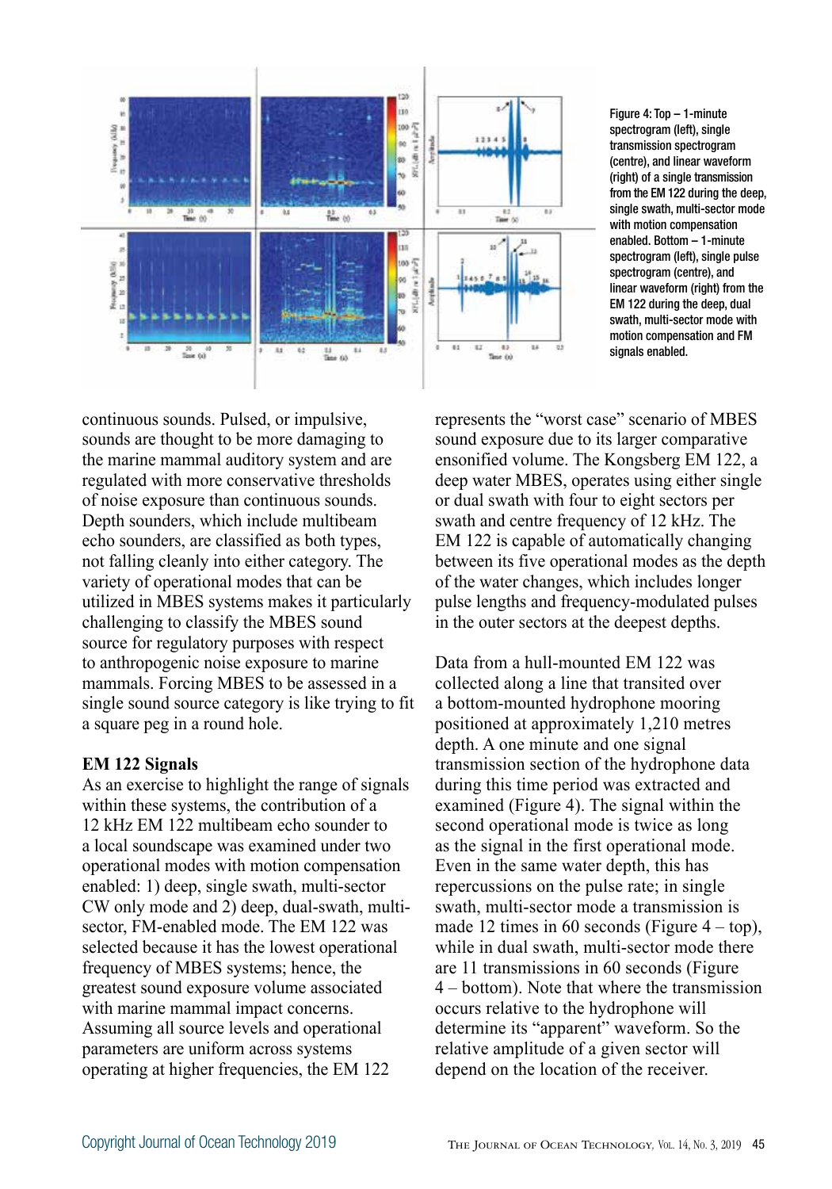Figure 4: Top – 1-minute spectrogram (left), single transmission spectrogram (centre), and linear waveform (right) of a single transmission from the EM 122 during the deep, single swath, multi-sector mode with motion compensation enabled. Bottom – 1-minute spectrogram (left), single pulse spectrogram (centre), and linear waveform (right) from the EM 122 during the deep, dual swath, multi-sector mode with motion compensation and FM signals enabled.

continuous sounds. Pulsed, or impulsive, sounds are thought to be more damaging to the marine mammal auditory system and are regulated with more conservative thresholds of noise exposure than continuous sounds. Depth sounders, which include multibeam echo sounders, are classified as both types, not falling cleanly into either category. The variety of operational modes that can be utilized in MBES systems makes it particularly challenging to classify the MBES sound source for regulatory purposes with respect to anthropogenic noise exposure to marine mammals. Forcing MBES to be assessed in a single sound source category is like trying to fit a square peg in a round hole.

**EM 122 Signals**

As an exercise to highlight the range of signals within these systems, the contribution of a 12 kHz EM 122 multibeam echo sounder to a local soundscape was examined under two operational modes with motion compensation enabled: 1) deep, single swath, multi-sector CW only mode and 2) deep, dual-swath, multi-sector, FM-enabled mode. The EM 122 was selected because it has the lowest operational frequency of MBES systems; hence, the greatest sound exposure volume associated with marine mammal impact concerns. Assuming all source levels and operational parameters are uniform across systems operating at higher frequencies, the EM 122 represents the "worst case" scenario of MBES sound exposure due to its larger comparative ensonified volume. The Kongsberg EM 122, a deep water MBES, operates using either single or dual swath with four to eight sectors per swath and centre frequency of 12 kHz. The EM 122 is capable of automatically changing between its five operational modes as the depth of the water changes, which includes longer pulse lengths and frequency-modulated pulses in the outer sectors at the deepest depths.

Data from a hull-mounted EM 122 was collected along a line that transited over a bottom-mounted hydrophone mooring positioned at approximately 1,210 metres depth. A one minute and one signal transmission section of the hydrophone data during this time period was extracted and examined (Figure 4). The signal within the second operational mode is twice as long as the signal in the first operational mode. Even in the same water depth, this has repercussions on the pulse rate; in single swath, multi-sector mode a transmission is made 12 times in 60 seconds (Figure 4 – top), while in dual swath, multi-sector mode there are 11 transmissions in 60 seconds (Figure 4 – bottom). Note that where the transmission occurs relative to the hydrophone will determine its "apparent" waveform. So the relative amplitude of a given sector will depend on the location of the receiver.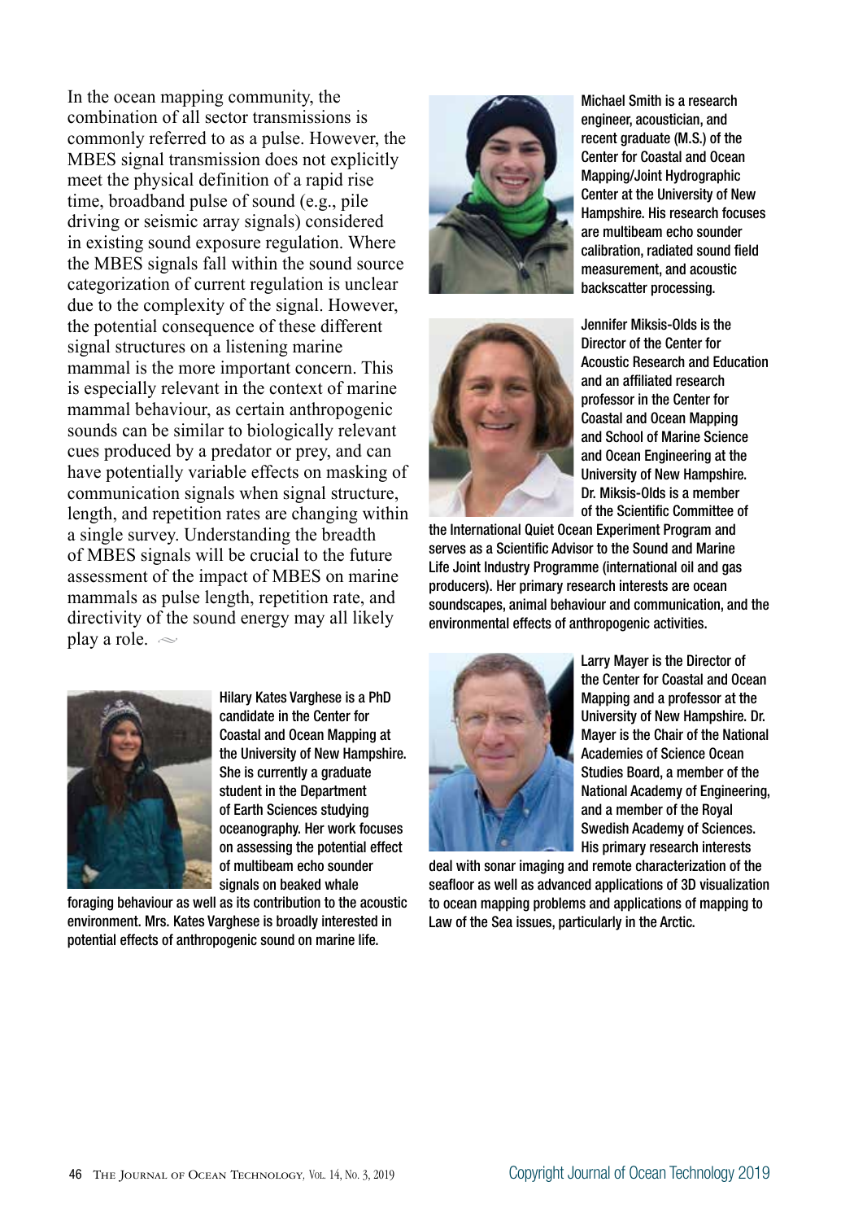In the ocean mapping community, the combination of all sector transmissions is commonly referred to as a pulse. However, the MBES signal transmission does not explicitly meet the physical definition of a rapid rise time, broadband pulse of sound (e.g., pile driving or seismic array signals) considered in existing sound exposure regulation. Where the MBES signals fall within the sound source categorization of current regulation is unclear due to the complexity of the signal. However, the potential consequence of these different signal structures on a listening marine mammal is the more important concern. This is especially relevant in the context of marine mammal behaviour, as certain anthropogenic sounds can be similar to biologically relevant cues produced by a predator or prey, and can have potentially variable effects on masking of communication signals when signal structure, length, and repetition rates are changing within a single survey. Understanding the breadth of MBES signals will be crucial to the future assessment of the impact of MBES on marine mammals as pulse length, repetition rate, and directivity of the sound energy may all likely play a role.

Hilary Kates Varghese is a PhD candidate in the Center for Coastal and Ocean Mapping at the University of New Hampshire. She is currently a graduate student in the Department of Earth Sciences studying oceanography. Her work focuses on assessing the potential effect of multibeam echo sounder signals on beaked whale foraging behaviour as well as its contribution to the acoustic environment. Mrs. Kates Varghese is broadly interested in potential effects of anthropogenic sound on marine life.

Michael Smith is a research engineer, acoustician, and recent graduate (M.S.) of the Center for Coastal and Ocean Mapping/Joint Hydrographic Center at the University of New Hampshire. His research focuses are multibeam echo sounder calibration, radiated sound field measurement, and acoustic backscatter processing.

Jennifer Miksis-Olds is the Director of the Center for Acoustic Research and Education and an affiliated research professor in the Center for Coastal and Ocean Mapping and School of Marine Science and Ocean Engineering at the University of New Hampshire. Dr. Miksis-Olds is a member of the Scientific Committee of the International Quiet Ocean Experiment Program and serves as a Scientific Advisor to the Sound and Marine Life Joint Industry Programme (international oil and gas producers). Her primary research interests are ocean soundscapes, animal behaviour and communication, and the environmental effects of anthropogenic activities.

Larry Mayer is the Director of the Center for Coastal and Ocean Mapping and a professor at the University of New Hampshire. Dr. Mayer is the Chair of the National Academies of Science Ocean Studies Board, a member of the National Academy of Engineering, and a member of the Royal Swedish Academy of Sciences. His primary research interests deal with sonar imaging and remote characterization of the seafloor as well as advanced applications of 3D visualization to ocean mapping problems and applications of mapping to Law of the Sea issues, particularly in the Arctic.

Copyright Journal of Ocean Technology 2019